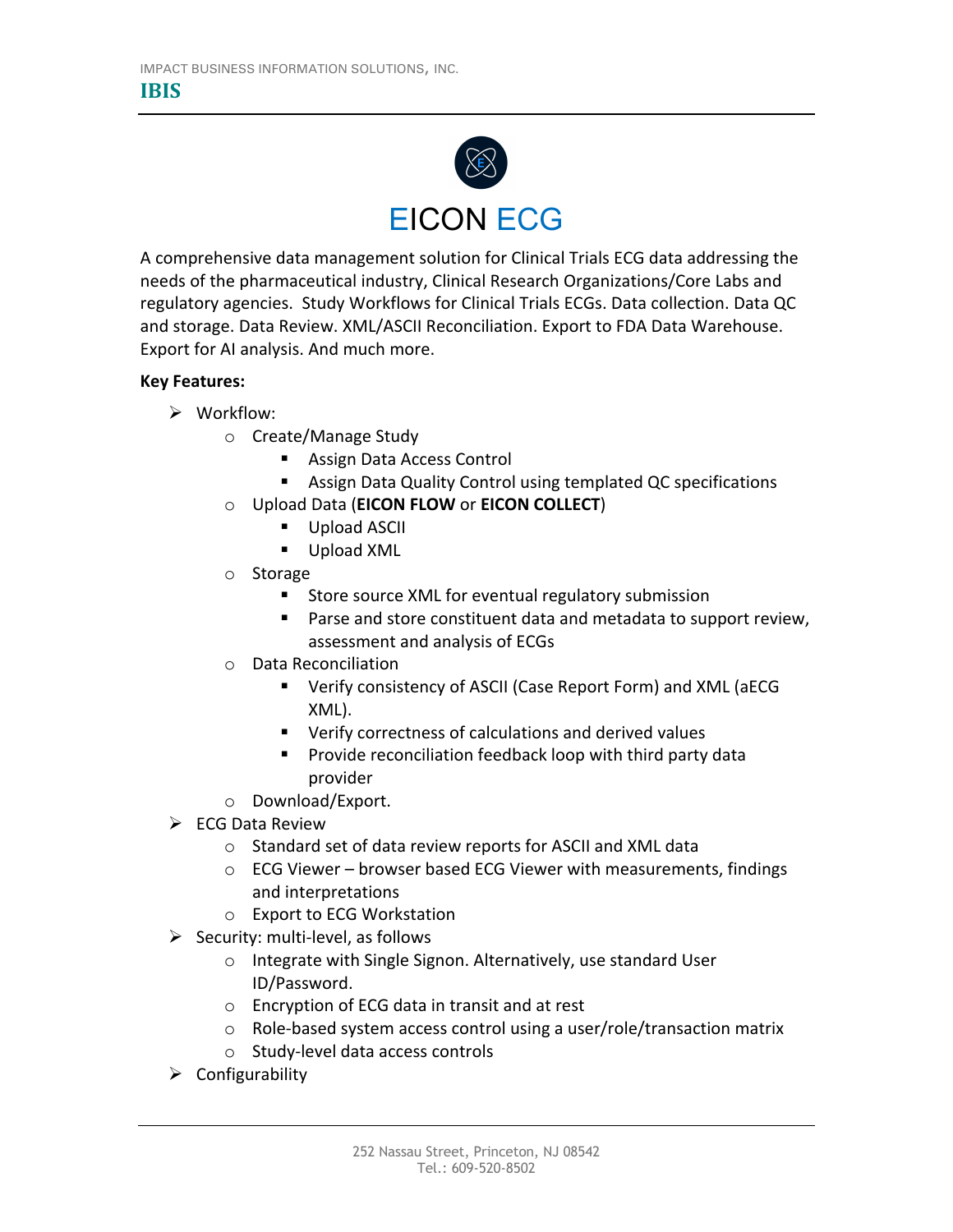IMPACT BUSINESS INFORMATION SOLUTIONS, INC.

**IBIS**

# EICON ECG

A comprehensive data management solution for Clinical Trials ECG data addressing the needs of the pharmaceutical industry, Clinical Research Organizations/Core Labs and regulatory agencies. Study Workflows for Clinical Trials ECGs. Data collection. Data QC and storage. Data Review. XML/ASCII Reconciliation. Export to FDA Data Warehouse. Export for AI analysis. And much more.

**Key Features:**

- Workflow:
  - Create/Manage Study
    - Assign Data Access Control
    - Assign Data Quality Control using templated QC specifications
  - Upload Data (**EICON FLOW** or **EICON COLLECT**)
    - Upload ASCII
    - Upload XML
  - Storage
    - Store source XML for eventual regulatory submission
    - Parse and store constituent data and metadata to support review, assessment and analysis of ECGs
  - Data Reconciliation
    - Verify consistency of ASCII (Case Report Form) and XML (aECG XML).
    - Verify correctness of calculations and derived values
    - Provide reconciliation feedback loop with third party data provider
  - Download/Export.
- ECG Data Review
  - Standard set of data review reports for ASCII and XML data
  - ECG Viewer – browser based ECG Viewer with measurements, findings and interpretations
  - Export to ECG Workstation
- Security: multi-level, as follows
  - Integrate with Single Signon. Alternatively, use standard User ID/Password.
  - Encryption of ECG data in transit and at rest
  - Role-based system access control using a user/role/transaction matrix
  - Study-level data access controls
- Configurability

252 Nassau Street, Princeton, NJ 08542
Tel.: 609-520-8502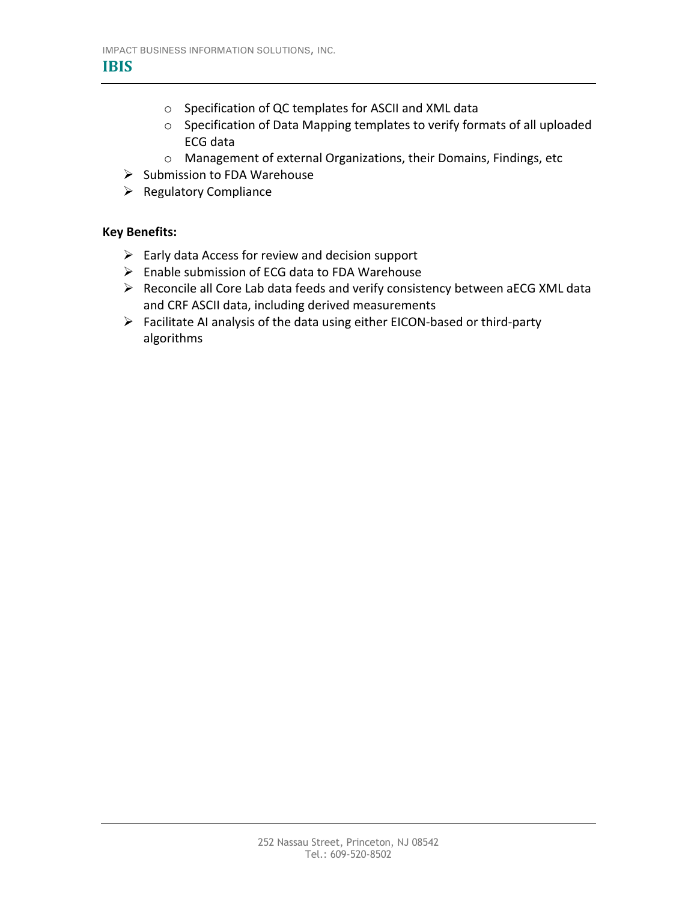- Specification of QC templates for ASCII and XML data
  - Specification of Data Mapping templates to verify formats of all uploaded ECG data
  - Management of external Organizations, their Domains, Findings, etc
- Submission to FDA Warehouse
- Regulatory Compliance

**Key Benefits:**

- Early data Access for review and decision support
- Enable submission of ECG data to FDA Warehouse
- Reconcile all Core Lab data feeds and verify consistency between aECG XML data and CRF ASCII data, including derived measurements
- Facilitate AI analysis of the data using either EICON-based or third-party algorithms